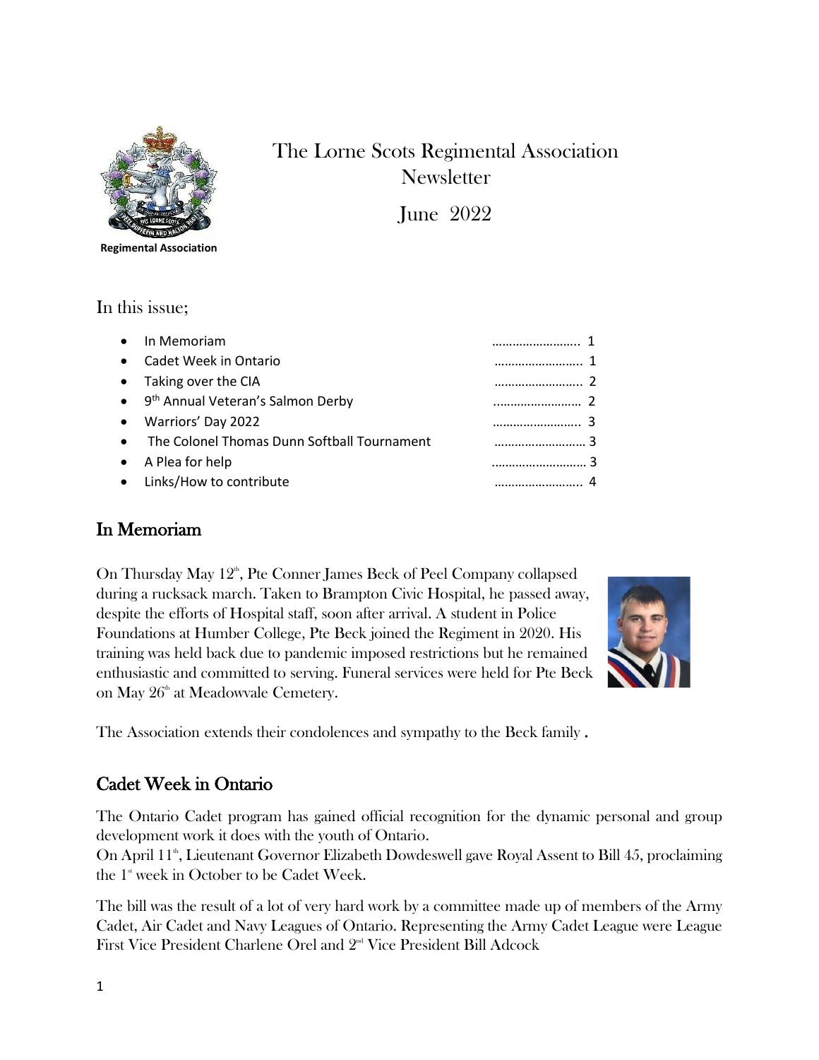# The Lorne Scots Regimental Association Newsletter

June 2022

**Regimental Association**

In this issue;

- In Memoriam ........................ 1
- Cadet Week in Ontario ........................ 1
- Taking over the CIA ........................ 2
- 9th Annual Veteran's Salmon Derby ........................ 2
- Warriors' Day 2022 ........................ 3
- The Colonel Thomas Dunn Softball Tournament ........................ 3
- A Plea for help ........................ 3
- Links/How to contribute ........................ 4

## In Memoriam

On Thursday May 12th, Pte Conner James Beck of Peel Company collapsed during a rucksack march. Taken to Brampton Civic Hospital, he passed away, despite the efforts of Hospital staff, soon after arrival. A student in Police Foundations at Humber College, Pte Beck joined the Regiment in 2020. His training was held back due to pandemic imposed restrictions but he remained enthusiastic and committed to serving. Funeral services were held for Pte Beck on May 26th at Meadowvale Cemetery.

The Association extends their condolences and sympathy to the Beck family .

## Cadet Week in Ontario

The Ontario Cadet program has gained official recognition for the dynamic personal and group development work it does with the youth of Ontario.
On April 11th, Lieutenant Governor Elizabeth Dowdeswell gave Royal Assent to Bill 45, proclaiming the 1st week in October to be Cadet Week.

The bill was the result of a lot of very hard work by a committee made up of members of the Army Cadet, Air Cadet and Navy Leagues of Ontario. Representing the Army Cadet League were League First Vice President Charlene Orel and 2nd Vice President Bill Adcock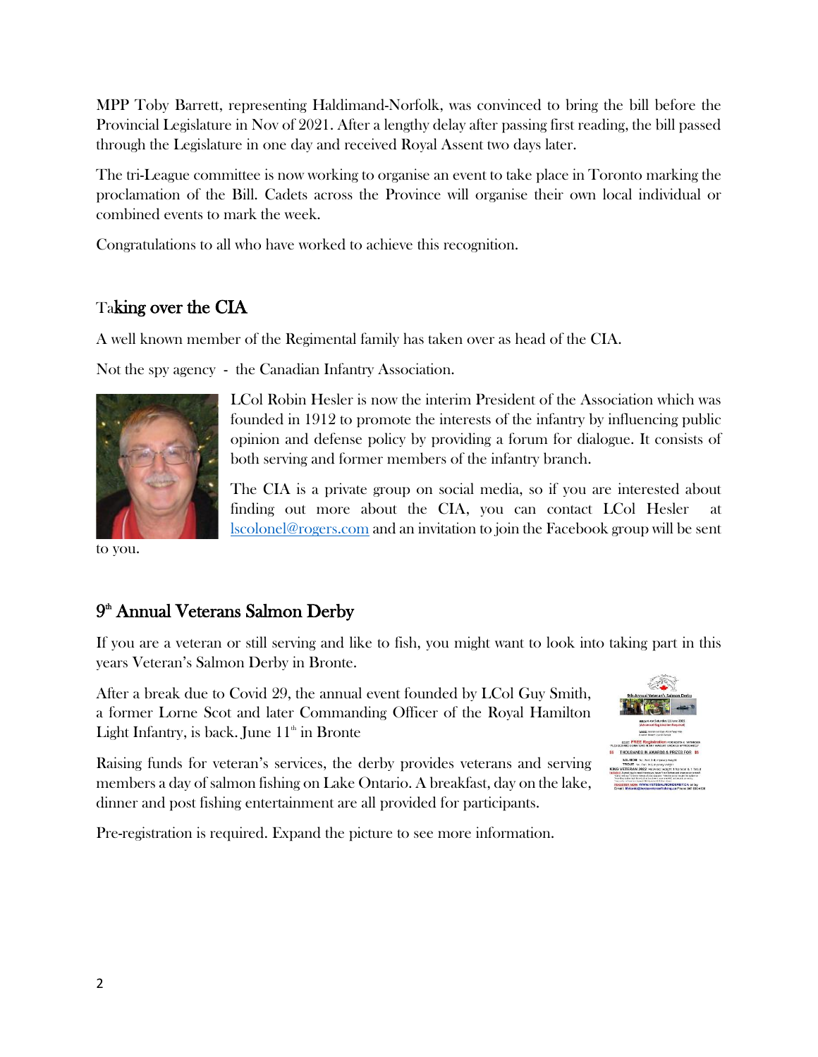MPP Toby Barrett, representing Haldimand-Norfolk, was convinced to bring the bill before the Provincial Legislature in Nov of 2021. After a lengthy delay after passing first reading, the bill passed through the Legislature in one day and received Royal Assent two days later.

The tri-League committee is now working to organise an event to take place in Toronto marking the proclamation of the Bill. Cadets across the Province will organise their own local individual or combined events to mark the week.

Congratulations to all who have worked to achieve this recognition.

## Taking over the CIA

A well known member of the Regimental family has taken over as head of the CIA.

Not the spy agency - the Canadian Infantry Association.

LCol Robin Hesler is now the interim President of the Association which was founded in 1912 to promote the interests of the infantry by influencing public opinion and defense policy by providing a forum for dialogue. It consists of both serving and former members of the infantry branch.

The CIA is a private group on social media, so if you are interested about finding out more about the CIA, you can contact LCol Hesler at lscolonel@rogers.com and an invitation to join the Facebook group will be sent to you.

## 9th Annual Veterans Salmon Derby

If you are a veteran or still serving and like to fish, you might want to look into taking part in this years Veteran's Salmon Derby in Bronte.

After a break due to Covid 29, the annual event founded by LCol Guy Smith, a former Lorne Scot and later Commanding Officer of the Royal Hamilton Light Infantry, is back. June 11th in Bronte

Raising funds for veteran's services, the derby provides veterans and serving members a day of salmon fishing on Lake Ontario. A breakfast, day on the lake, dinner and post fishing entertainment are all provided for participants.

Pre-registration is required. Expand the picture to see more information.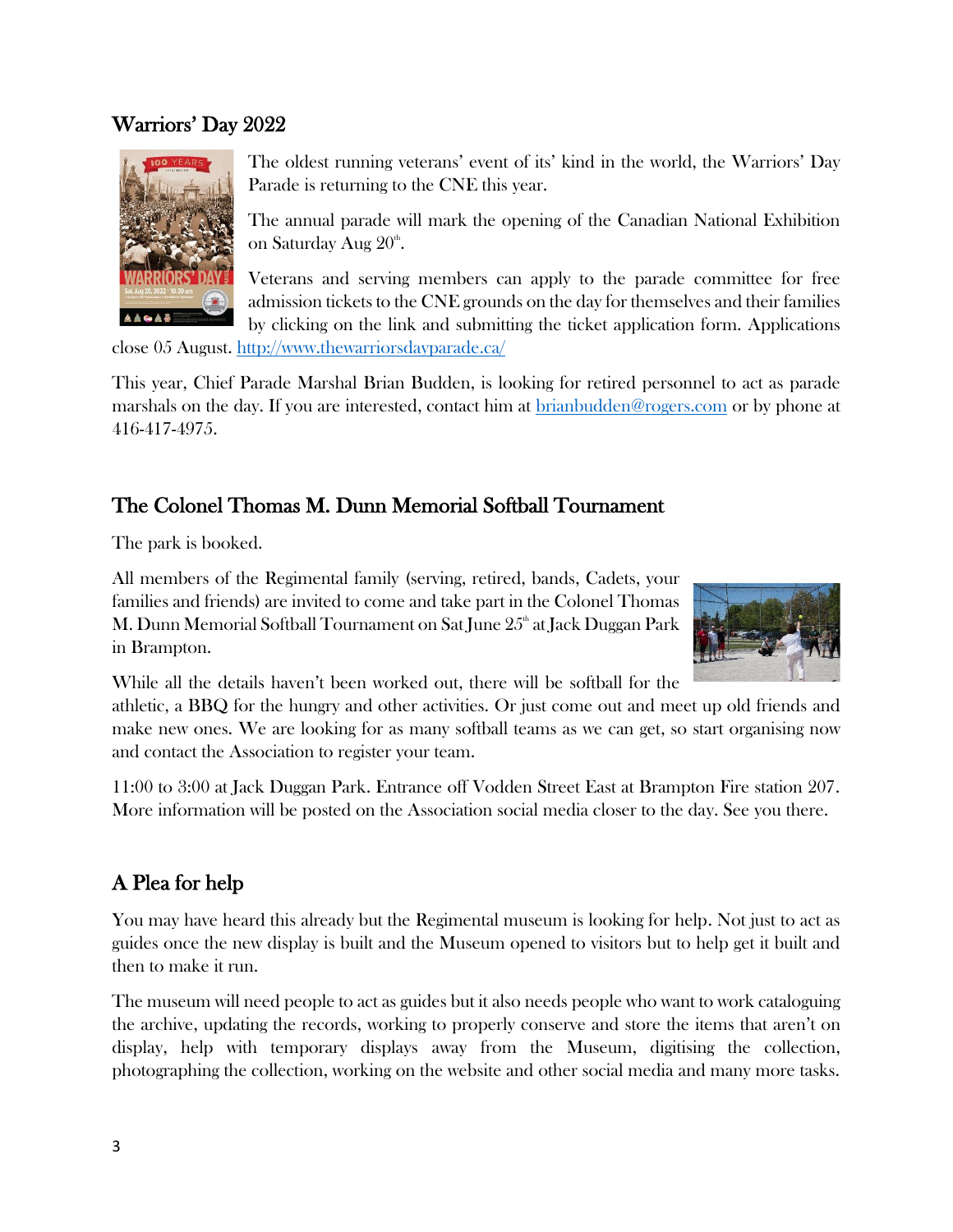## Warriors' Day 2022

The oldest running veterans' event of its' kind in the world, the Warriors' Day Parade is returning to the CNE this year.

The annual parade will mark the opening of the Canadian National Exhibition on Saturday Aug 20th.

Veterans and serving members can apply to the parade committee for free admission tickets to the CNE grounds on the day for themselves and their families by clicking on the link and submitting the ticket application form. Applications close 05 August. [http://www.thewarriorsdayparade.ca/](http://www.thewarriorsdayparade.ca/)

This year, Chief Parade Marshal Brian Budden, is looking for retired personnel to act as parade marshals on the day. If you are interested, contact him at [brianbudden@rogers.com](mailto:brianbudden@rogers.com) or by phone at 416-417-4975.

## The Colonel Thomas M. Dunn Memorial Softball Tournament

The park is booked.

All members of the Regimental family (serving, retired, bands, Cadets, your families and friends) are invited to come and take part in the Colonel Thomas M. Dunn Memorial Softball Tournament on Sat June 25th at Jack Duggan Park in Brampton.

While all the details haven't been worked out, there will be softball for the athletic, a BBQ for the hungry and other activities. Or just come out and meet up old friends and make new ones. We are looking for as many softball teams as we can get, so start organising now and contact the Association to register your team.

11:00 to 3:00 at Jack Duggan Park. Entrance off Vodden Street East at Brampton Fire station 207. More information will be posted on the Association social media closer to the day. See you there.

## A Plea for help

You may have heard this already but the Regimental museum is looking for help. Not just to act as guides once the new display is built and the Museum opened to visitors but to help get it built and then to make it run.

The museum will need people to act as guides but it also needs people who want to work cataloguing the archive, updating the records, working to properly conserve and store the items that aren't on display, help with temporary displays away from the Museum, digitising the collection, photographing the collection, working on the website and other social media and many more tasks.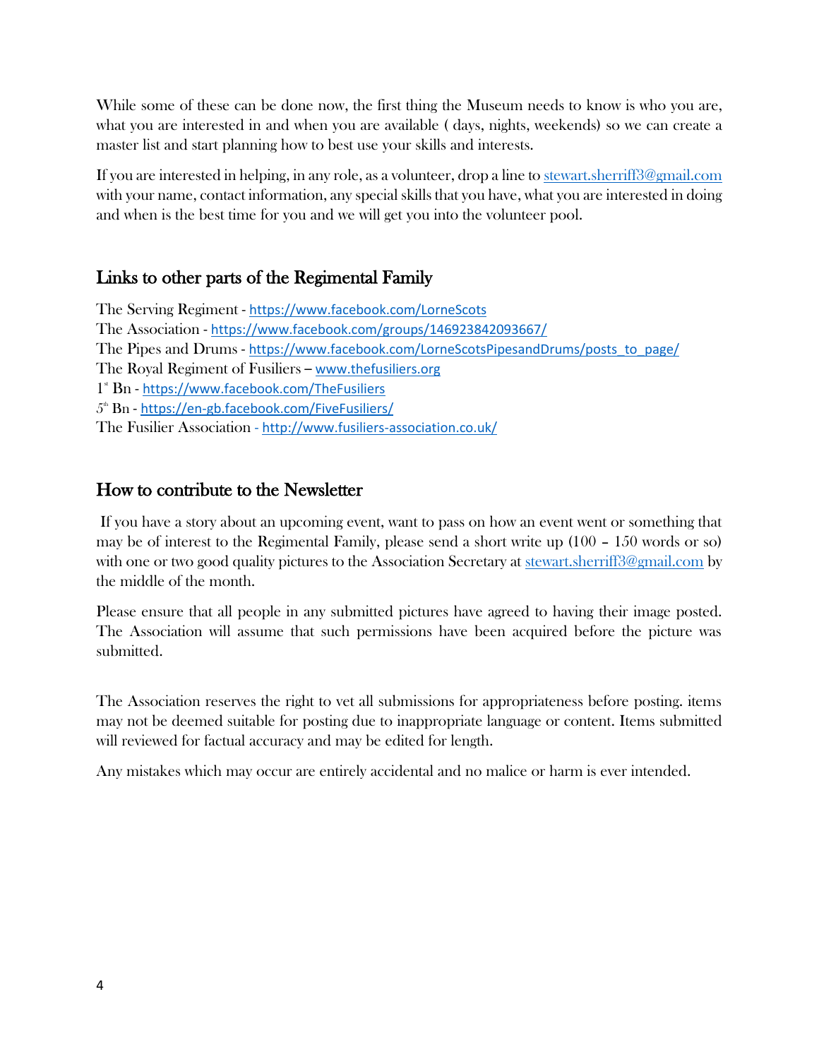While some of these can be done now, the first thing the Museum needs to know is who you are, what you are interested in and when you are available ( days, nights, weekends) so we can create a master list and start planning how to best use your skills and interests.

If you are interested in helping, in any role, as a volunteer, drop a line to stewart.sherriff3@gmail.com with your name, contact information, any special skills that you have, what you are interested in doing and when is the best time for you and we will get you into the volunteer pool.

## Links to other parts of the Regimental Family

The Serving Regiment - https://www.facebook.com/LorneScots
The Association - https://www.facebook.com/groups/146923842093667/
The Pipes and Drums - https://www.facebook.com/LorneScotsPipesandDrums/posts_to_page/
The Royal Regiment of Fusiliers – www.thefusiliers.org
1st Bn - https://www.facebook.com/TheFusiliers
5th Bn - https://en-gb.facebook.com/FiveFusiliers/
The Fusilier Association - http://www.fusiliers-association.co.uk/

## How to contribute to the Newsletter

If you have a story about an upcoming event, want to pass on how an event went or something that may be of interest to the Regimental Family, please send a short write up (100 – 150 words or so) with one or two good quality pictures to the Association Secretary at stewart.sherriff3@gmail.com by the middle of the month.

Please ensure that all people in any submitted pictures have agreed to having their image posted. The Association will assume that such permissions have been acquired before the picture was submitted.

The Association reserves the right to vet all submissions for appropriateness before posting. items may not be deemed suitable for posting due to inappropriate language or content. Items submitted will reviewed for factual accuracy and may be edited for length.

Any mistakes which may occur are entirely accidental and no malice or harm is ever intended.